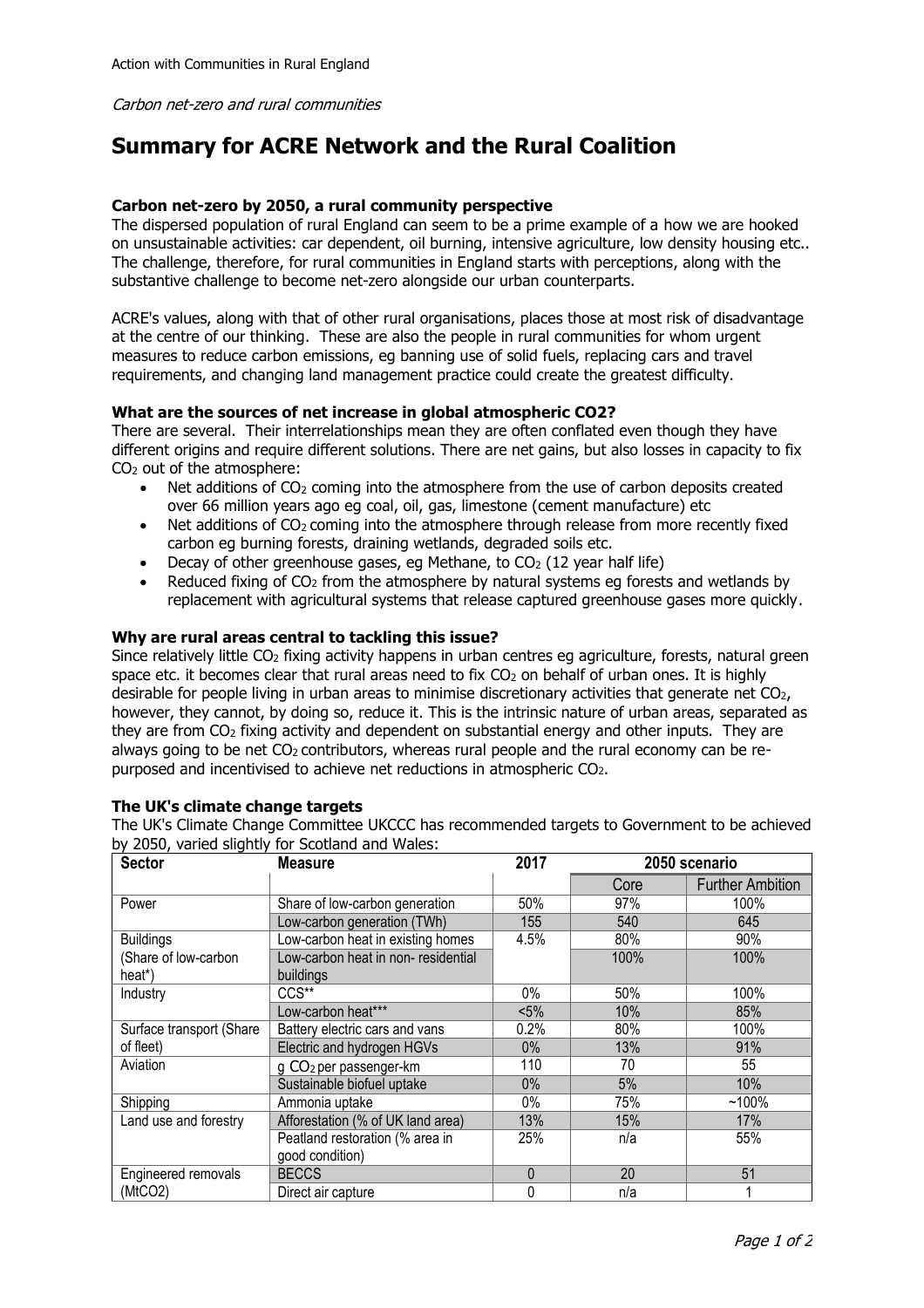Action with Communities in Rural England

*Carbon net-zero and rural communities*

# Summary for ACRE Network and the Rural Coalition

### Carbon net-zero by 2050, a rural community perspective

The dispersed population of rural England can seem to be a prime example of a how we are hooked on unsustainable activities: car dependent, oil burning, intensive agriculture, low density housing etc.. The challenge, therefore, for rural communities in England starts with perceptions, along with the substantive challenge to become net-zero alongside our urban counterparts.

ACRE's values, along with that of other rural organisations, places those at most risk of disadvantage at the centre of our thinking. These are also the people in rural communities for whom urgent measures to reduce carbon emissions, eg banning use of solid fuels, replacing cars and travel requirements, and changing land management practice could create the greatest difficulty.

### What are the sources of net increase in global atmospheric CO2?

There are several. Their interrelationships mean they are often conflated even though they have different origins and require different solutions. There are net gains, but also losses in capacity to fix $CO_2$ out of the atmosphere:

- Net additions of $CO_2$ coming into the atmosphere from the use of carbon deposits created over 66 million years ago eg coal, oil, gas, limestone (cement manufacture) etc
- Net additions of $CO_2$ coming into the atmosphere through release from more recently fixed carbon eg burning forests, draining wetlands, degraded soils etc.
- Decay of other greenhouse gases, eg Methane, to $CO_2$ (12 year half life)
- Reduced fixing of $CO_2$ from the atmosphere by natural systems eg forests and wetlands by replacement with agricultural systems that release captured greenhouse gases more quickly.

### Why are rural areas central to tackling this issue?

Since relatively little $CO_2$ fixing activity happens in urban centres eg agriculture, forests, natural green space etc. it becomes clear that rural areas need to fix $CO_2$ on behalf of urban ones. It is highly desirable for people living in urban areas to minimise discretionary activities that generate net $CO_2$, however, they cannot, by doing so, reduce it. This is the intrinsic nature of urban areas, separated as they are from $CO_2$ fixing activity and dependent on substantial energy and other inputs. They are always going to be net $CO_2$ contributors, whereas rural people and the rural economy can be re-purposed and incentivised to achieve net reductions in atmospheric $CO_2$.

### The UK's climate change targets

The UK's Climate Change Committee UKCCC has recommended targets to Government to be achieved by 2050, varied slightly for Scotland and Wales:

| Sector | Measure | 2017 | 2050 scenario | |
|---|---|---|---|---|
| | | | Core | Further Ambition |
| Power | Share of low-carbon generation | 50% | 97% | 100% |
| | Low-carbon generation (TWh) | 155 | 540 | 645 |
| Buildings (Share of low-carbon heat*) | Low-carbon heat in existing homes | 4.5% | 80% | 90% |
| | Low-carbon heat in non- residential buildings | | 100% | 100% |
| Industry | CCS** | 0% | 50% | 100% |
| | Low-carbon heat*** | <5% | 10% | 85% |
| Surface transport (Share of fleet) | Battery electric cars and vans | 0.2% | 80% | 100% |
| | Electric and hydrogen HGVs | 0% | 13% | 91% |
| Aviation | g $CO_2$ per passenger-km | 110 | 70 | 55 |
| | Sustainable biofuel uptake | 0% | 5% | 10% |
| Shipping | Ammonia uptake | 0% | 75% | ~100% |
| Land use and forestry | Afforestation (% of UK land area) | 13% | 15% | 17% |
| | Peatland restoration (% area in good condition) | 25% | n/a | 55% |
| Engineered removals ($MtCO_2$) | BECCS | 0 | 20 | 51 |
| | Direct air capture | 0 | n/a | 1 |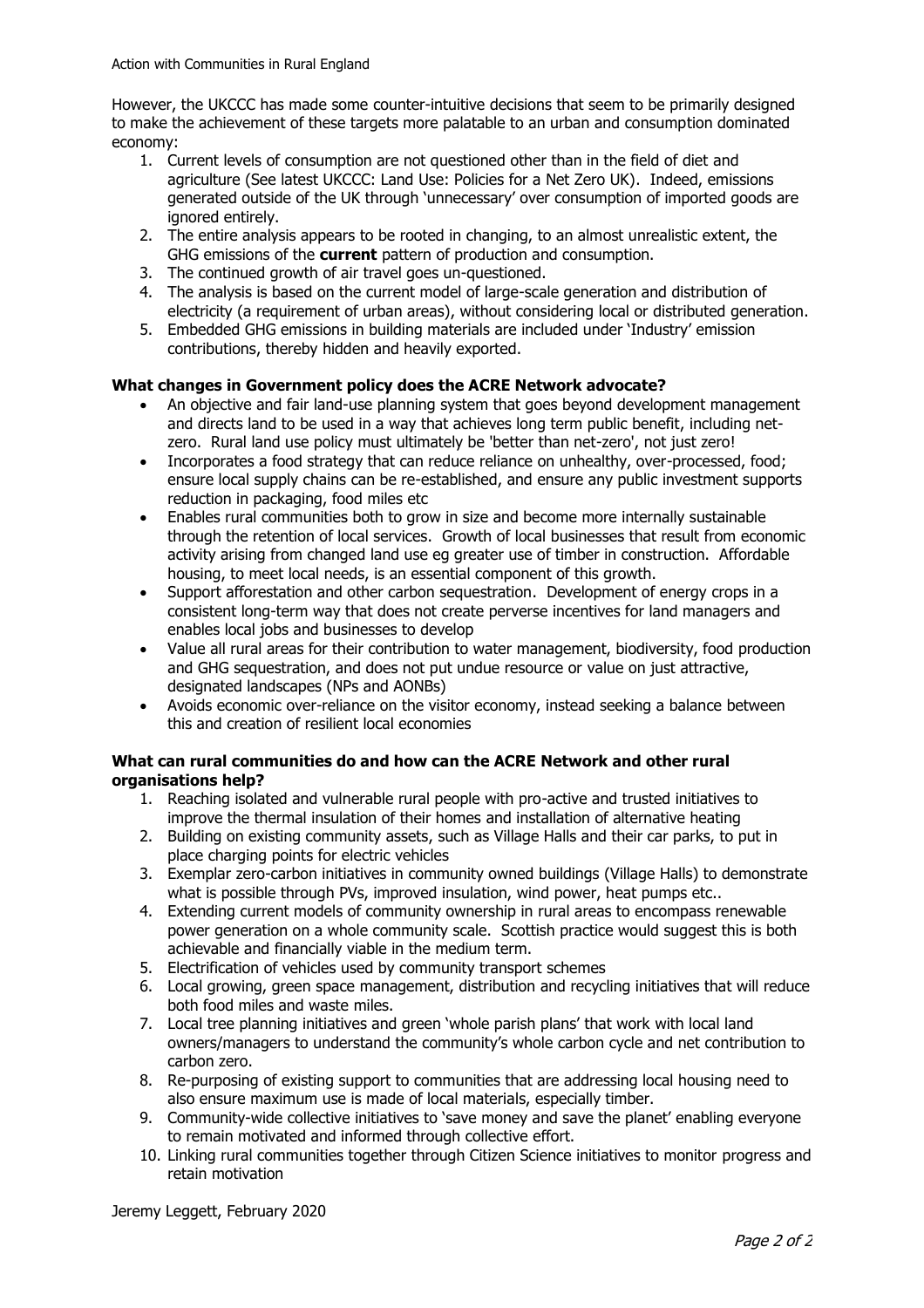However, the UKCCC has made some counter-intuitive decisions that seem to be primarily designed to make the achievement of these targets more palatable to an urban and consumption dominated economy:

1. Current levels of consumption are not questioned other than in the field of diet and agriculture (See latest UKCCC: Land Use: Policies for a Net Zero UK). Indeed, emissions generated outside of the UK through 'unnecessary' over consumption of imported goods are ignored entirely.
2. The entire analysis appears to be rooted in changing, to an almost unrealistic extent, the GHG emissions of the **current** pattern of production and consumption.
3. The continued growth of air travel goes un-questioned.
4. The analysis is based on the current model of large-scale generation and distribution of electricity (a requirement of urban areas), without considering local or distributed generation.
5. Embedded GHG emissions in building materials are included under 'Industry' emission contributions, thereby hidden and heavily exported.

**What changes in Government policy does the ACRE Network advocate?**

- An objective and fair land-use planning system that goes beyond development management and directs land to be used in a way that achieves long term public benefit, including net-zero. Rural land use policy must ultimately be 'better than net-zero', not just zero!
- Incorporates a food strategy that can reduce reliance on unhealthy, over-processed, food; ensure local supply chains can be re-established, and ensure any public investment supports reduction in packaging, food miles etc
- Enables rural communities both to grow in size and become more internally sustainable through the retention of local services. Growth of local businesses that result from economic activity arising from changed land use eg greater use of timber in construction. Affordable housing, to meet local needs, is an essential component of this growth.
- Support afforestation and other carbon sequestration. Development of energy crops in a consistent long-term way that does not create perverse incentives for land managers and enables local jobs and businesses to develop
- Value all rural areas for their contribution to water management, biodiversity, food production and GHG sequestration, and does not put undue resource or value on just attractive, designated landscapes (NPs and AONBs)
- Avoids economic over-reliance on the visitor economy, instead seeking a balance between this and creation of resilient local economies

**What can rural communities do and how can the ACRE Network and other rural organisations help?**

1. Reaching isolated and vulnerable rural people with pro-active and trusted initiatives to improve the thermal insulation of their homes and installation of alternative heating
2. Building on existing community assets, such as Village Halls and their car parks, to put in place charging points for electric vehicles
3. Exemplar zero-carbon initiatives in community owned buildings (Village Halls) to demonstrate what is possible through PVs, improved insulation, wind power, heat pumps etc..
4. Extending current models of community ownership in rural areas to encompass renewable power generation on a whole community scale. Scottish practice would suggest this is both achievable and financially viable in the medium term.
5. Electrification of vehicles used by community transport schemes
6. Local growing, green space management, distribution and recycling initiatives that will reduce both food miles and waste miles.
7. Local tree planning initiatives and green 'whole parish plans' that work with local land owners/managers to understand the community's whole carbon cycle and net contribution to carbon zero.
8. Re-purposing of existing support to communities that are addressing local housing need to also ensure maximum use is made of local materials, especially timber.
9. Community-wide collective initiatives to 'save money and save the planet' enabling everyone to remain motivated and informed through collective effort.
10. Linking rural communities together through Citizen Science initiatives to monitor progress and retain motivation

Jeremy Leggett, February 2020